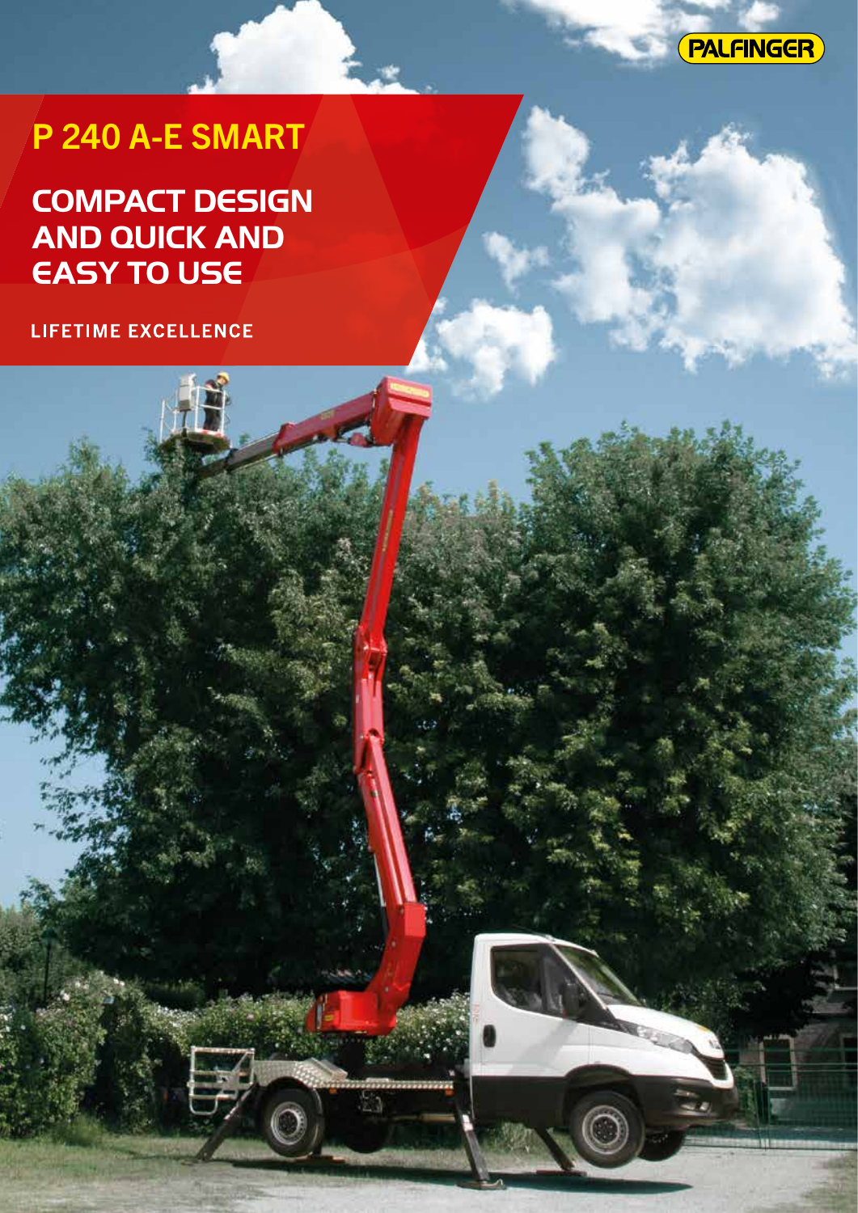PALFINGER

# P 240 A-E SMART

## COMPACT DESIGN AND QUICK AND EASY TO USE

LIFETIME EXCELLENCE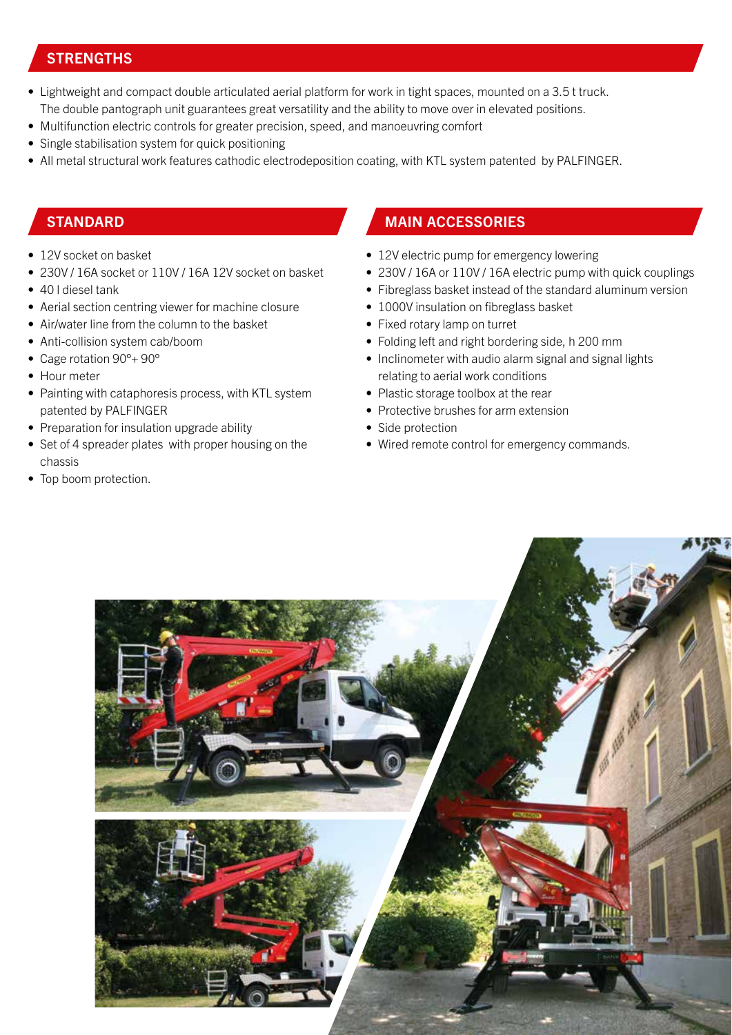## STRENGTHS

- Lightweight and compact double articulated aerial platform for work in tight spaces, mounted on a 3.5 t truck. The double pantograph unit guarantees great versatility and the ability to move over in elevated positions.
- Multifunction electric controls for greater precision, speed, and manoeuvring comfort
- Single stabilisation system for quick positioning
- All metal structural work features cathodic electrodeposition coating, with KTL system patented by PALFINGER.

## STANDARD

- 12V socket on basket
- 230V / 16A socket or 110V / 16A 12V socket on basket
- 40 l diesel tank
- Aerial section centring viewer for machine closure
- Air/water line from the column to the basket
- Anti-collision system cab/boom
- Cage rotation 90°+ 90°
- Hour meter
- Painting with cataphoresis process, with KTL system patented by PALFINGER
- Preparation for insulation upgrade ability
- Set of 4 spreader plates with proper housing on the chassis
- Top boom protection.

## MAIN ACCESSORIES

- 12V electric pump for emergency lowering
- 230V / 16A or 110V / 16A electric pump with quick couplings
- Fibreglass basket instead of the standard aluminum version
- 1000V insulation on fibreglass basket
- Fixed rotary lamp on turret
- Folding left and right bordering side, h 200 mm
- Inclinometer with audio alarm signal and signal lights relating to aerial work conditions
- Plastic storage toolbox at the rear
- Protective brushes for arm extension
- Side protection
- Wired remote control for emergency commands.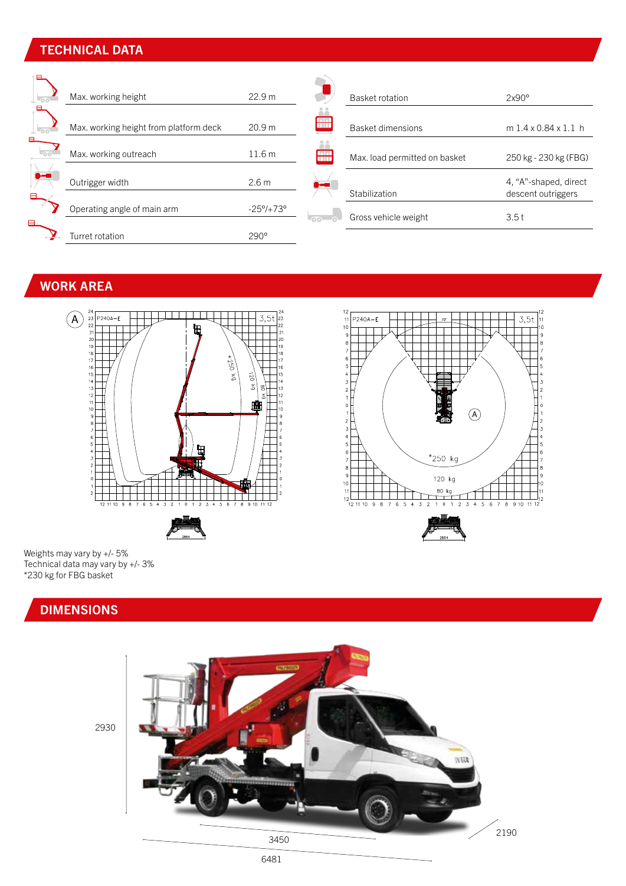## TECHNICAL DATA

| | |
|---|---|
| Max. working height | 22.9 m |
| Max. working height from platform deck | 20.9 m |
| Max. working outreach | 11.6 m |
| Outrigger width | 2.6 m |
| Operating angle of main arm | -25°/+73° |
| Turret rotation | 290° |

| | |
|---|---|
| Basket rotation | 2x90° |
| Basket dimensions | m 1.4 x 0.84 x 1.1 h |
| Max. load permitted on basket | 250 kg - 230 kg (FBG) |
| Stabilization | 4, “A”-shaped, direct descent outriggers |
| Gross vehicle weight | 3.5 t |

## WORK AREA

Weights may vary by +/- 5%
Technical data may vary by +/- 3%
*230 kg for FBG basket

## DIMENSIONS

2930
3450
6481
2190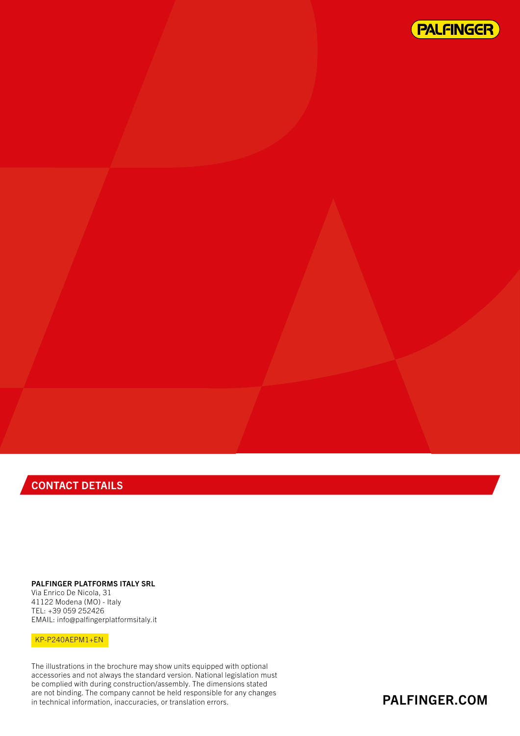PALFINGER

## CONTACT DETAILS

**PALFINGER PLATFORMS ITALY SRL**
Via Enrico De Nicola, 31
41122 Modena (MO) - Italy
TEL: +39 059 252426
EMAIL: info@palfingerplatformsitaly.it

KP-P240AEPM1+EN

The illustrations in the brochure may show units equipped with optional accessories and not always the standard version. National legislation must be complied with during construction/assembly. The dimensions stated are not binding. The company cannot be held responsible for any changes in technical information, inaccuracies, or translation errors.

**PALFINGER.COM**